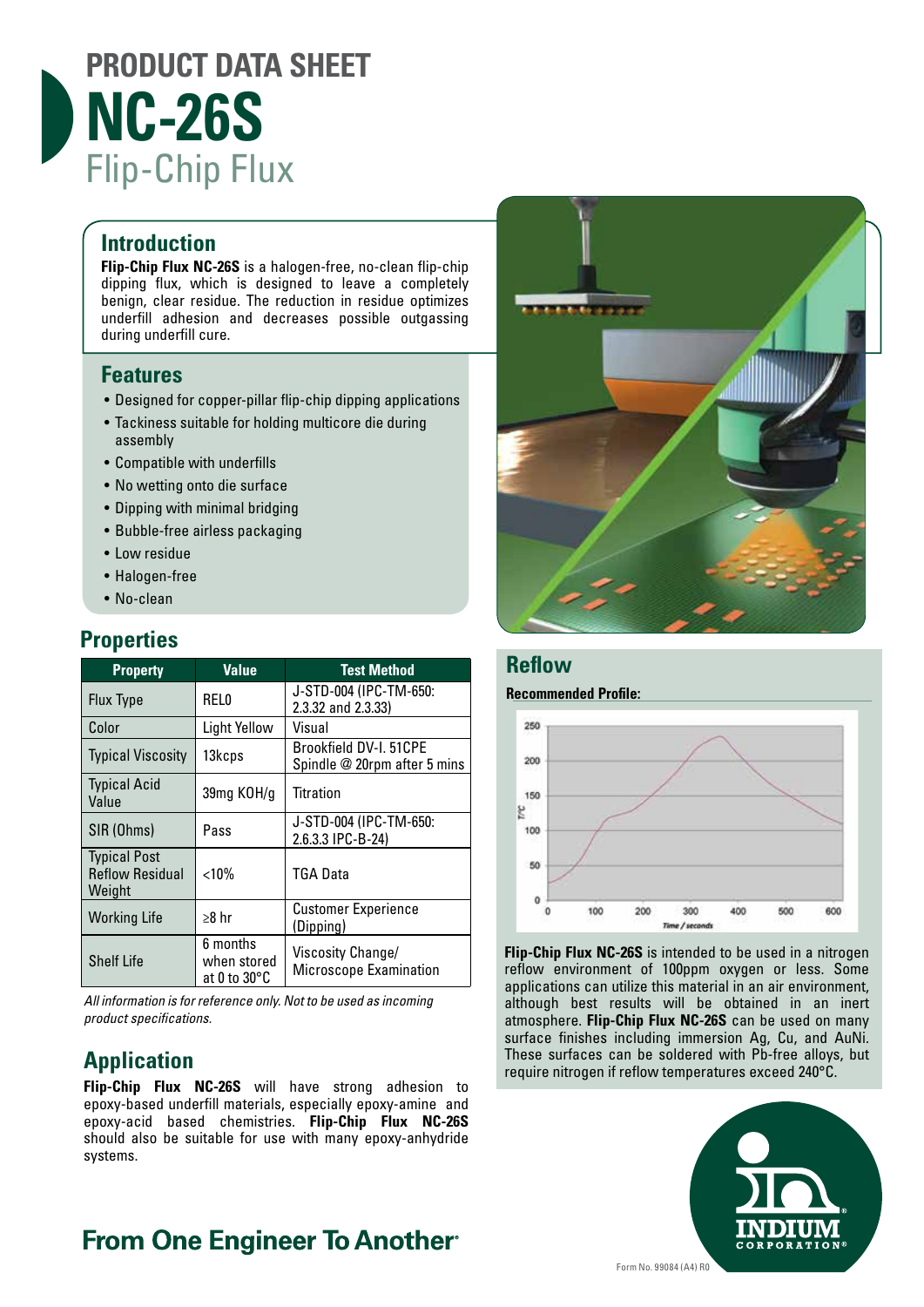# PRODUCT DATA SHEET

# NC-26S

## Flip-Chip Flux

## Introduction

**Flip-Chip Flux NC-26S** is a halogen-free, no-clean flip-chip dipping flux, which is designed to leave a completely benign, clear residue. The reduction in residue optimizes underfill adhesion and decreases possible outgassing during underfill cure.

## Features

- Designed for copper-pillar flip-chip dipping applications
- Tackiness suitable for holding multicore die during assembly
- Compatible with underfills
- No wetting onto die surface
- Dipping with minimal bridging
- Bubble-free airless packaging
- Low residue
- Halogen-free
- No-clean

## Properties

| Property | Value | Test Method |
|---|---|---|
| Flux Type | REL0 | J-STD-004 (IPC-TM-650: 2.3.32 and 2.3.33) |
| Color | Light Yellow | Visual |
| Typical Viscosity | 13kcps | Brookfield DV-I. 51CPE Spindle @ 20rpm after 5 mins |
| Typical Acid Value | 39mg KOH/g | Titration |
| SIR (Ohms) | Pass | J-STD-004 (IPC-TM-650: 2.6.3.3 IPC-B-24) |
| Typical Post Reflow Residual Weight | <10% | TGA Data |
| Working Life | ≥8 hr | Customer Experience (Dipping) |
| Shelf Life | 6 months when stored at 0 to 30°C | Viscosity Change/ Microscope Examination |

*All information is for reference only. Not to be used as incoming product specifications.*

## Application

**Flip-Chip Flux NC-26S** will have strong adhesion to epoxy-based underfill materials, especially epoxy-amine and epoxy-acid based chemistries. **Flip-Chip Flux NC-26S** should also be suitable for use with many epoxy-anhydride systems.

## Reflow

**Recommended Profile:**

**Flip-Chip Flux NC-26S** is intended to be used in a nitrogen reflow environment of 100ppm oxygen or less. Some applications can utilize this material in an air environment, although best results will be obtained in an inert atmosphere. **Flip-Chip Flux NC-26S** can be used on many surface finishes including immersion Ag, Cu, and AuNi. These surfaces can be soldered with Pb-free alloys, but require nitrogen if reflow temperatures exceed 240°C.

**From One Engineer To Another®**

Form No. 99084 (A4) R0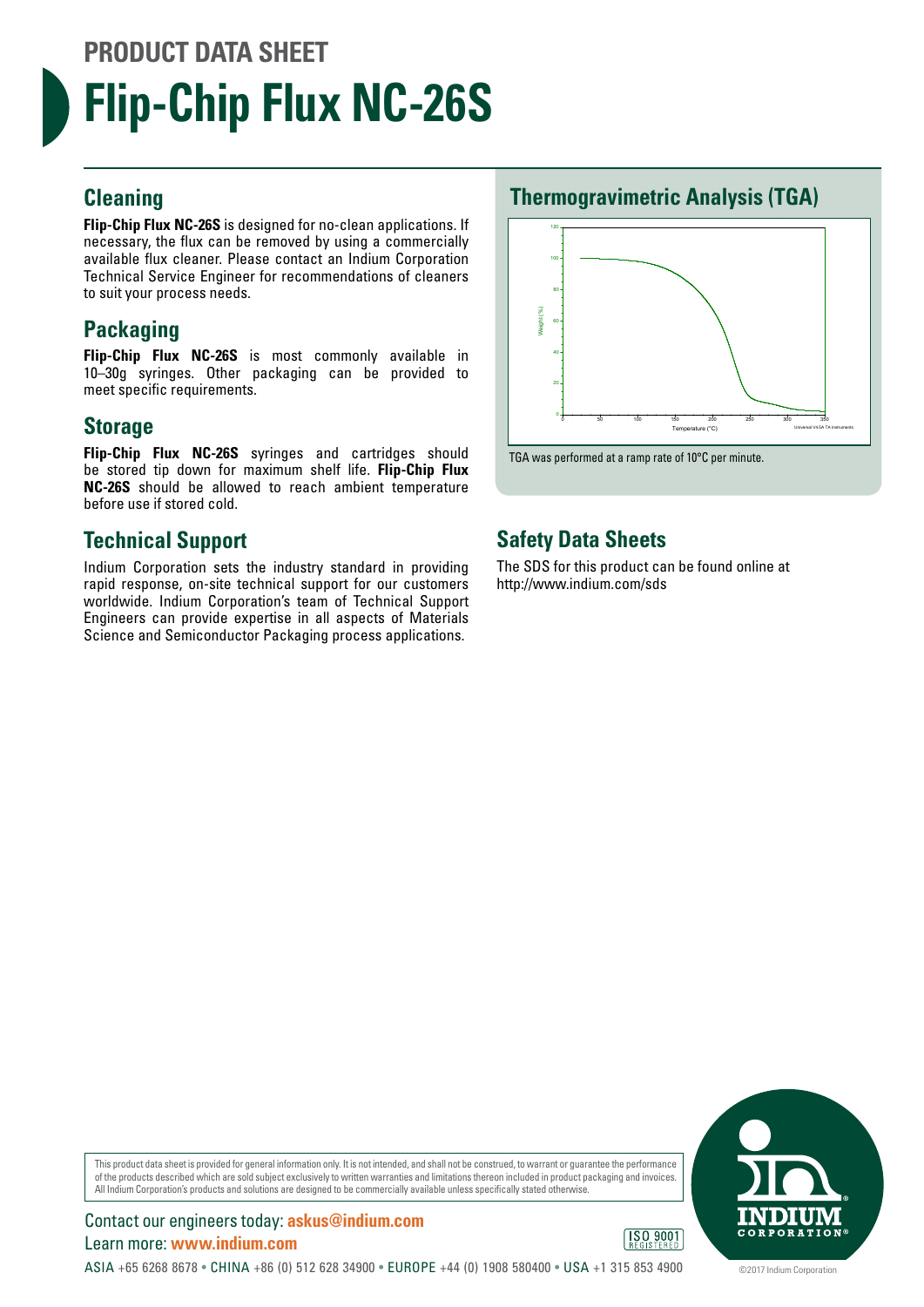# PRODUCT DATA SHEET
# Flip-Chip Flux NC-26S

## Cleaning

**Flip-Chip Flux NC-26S** is designed for no-clean applications. If necessary, the flux can be removed by using a commercially available flux cleaner. Please contact an Indium Corporation Technical Service Engineer for recommendations of cleaners to suit your process needs.

## Packaging

**Flip-Chip Flux NC-26S** is most commonly available in 10–30g syringes. Other packaging can be provided to meet specific requirements.

## Storage

**Flip-Chip Flux NC-26S** syringes and cartridges should be stored tip down for maximum shelf life. **Flip-Chip Flux NC-26S** should be allowed to reach ambient temperature before use if stored cold.

## Technical Support

Indium Corporation sets the industry standard in providing rapid response, on-site technical support for our customers worldwide. Indium Corporation's team of Technical Support Engineers can provide expertise in all aspects of Materials Science and Semiconductor Packaging process applications.

## Thermogravimetric Analysis (TGA)

Weight (%)
0
20
40
60
80
100
120

Temperature (°C)
0
50
100
150
200
250
300
350

Universal V4.5A TA Instruments

TGA was performed at a ramp rate of 10°C per minute.

## Safety Data Sheets

The SDS for this product can be found online at http://www.indium.com/sds

This product data sheet is provided for general information only. It is not intended, and shall not be construed, to warrant or guarantee the performance of the products described which are sold subject exclusively to written warranties and limitations thereon included in product packaging and invoices. All Indium Corporation's products and solutions are designed to be commercially available unless specifically stated otherwise.

Contact our engineers today: **askus@indium.com**
Learn more: **www.indium.com**

ISO 9001 REGISTERED

ASIA +65 6268 8678 • CHINA +86 (0) 512 628 34900 • EUROPE +44 (0) 1908 580400 • USA +1 315 853 4900

©2017 Indium Corporation